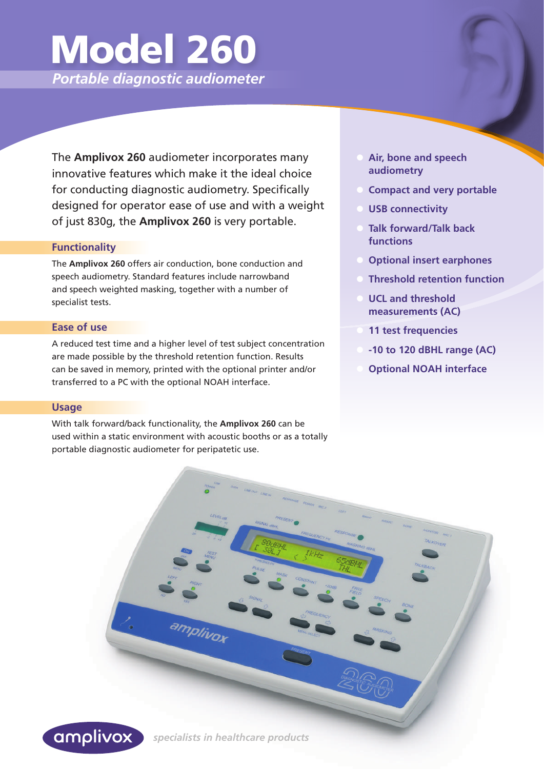# Model 260

*Portable diagnostic audiometer*

The **Amplivox 260** audiometer incorporates many innovative features which make it the ideal choice for conducting diagnostic audiometry. Specifically designed for operator ease of use and with a weight of just 830g, the **Amplivox 260** is very portable.

## Functionality

The **Amplivox 260** offers air conduction, bone conduction and speech audiometry. Standard features include narrowband and speech weighted masking, together with a number of specialist tests.

## Ease of use

A reduced test time and a higher level of test subject concentration are made possible by the threshold retention function. Results can be saved in memory, printed with the optional printer and/or transferred to a PC with the optional NOAH interface.

## Usage

With talk forward/back functionality, the **Amplivox 260** can be used within a static environment with acoustic booths or as a totally portable diagnostic audiometer for peripatetic use.

- **Air, bone and speech audiometry**
- **Compact and very portable**
- **USB connectivity**
- **Talk forward/Talk back functions**
- **Optional insert earphones**
- **Threshold retention function**
- **UCL and threshold measurements (AC)**
- **11 test frequencies**
- **-10 to 120 dBHL range (AC)**
- **Optional NOAH interface**

amplivox *specialists in healthcare products*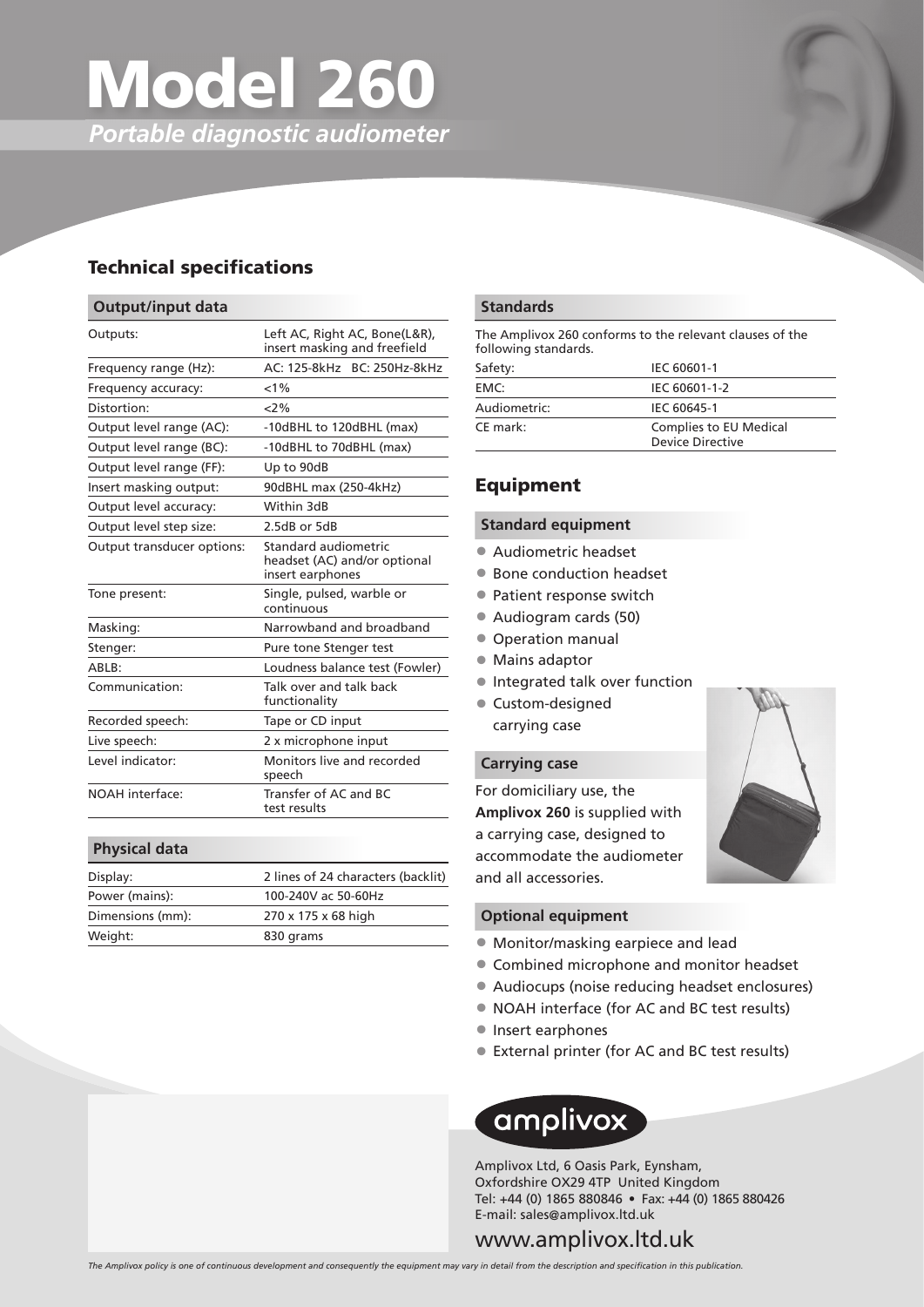# Model 260

*Portable diagnostic audiometer*

## Technical specifications

### Output/input data

| | |
|---|---|
| Outputs: | Left AC, Right AC, Bone(L&R), insert masking and freefield |
| Frequency range (Hz): | AC: 125-8kHz BC: 250Hz-8kHz |
| Frequency accuracy: | <1% |
| Distortion: | <2% |
| Output level range (AC): | -10dBHL to 120dBHL (max) |
| Output level range (BC): | -10dBHL to 70dBHL (max) |
| Output level range (FF): | Up to 90dB |
| Insert masking output: | 90dBHL max (250-4kHz) |
| Output level accuracy: | Within 3dB |
| Output level step size: | 2.5dB or 5dB |
| Output transducer options: | Standard audiometric headset (AC) and/or optional insert earphones |
| Tone present: | Single, pulsed, warble or continuous |
| Masking: | Narrowband and broadband |
| Stenger: | Pure tone Stenger test |
| ABLB: | Loudness balance test (Fowler) |
| Communication: | Talk over and talk back functionality |
| Recorded speech: | Tape or CD input |
| Live speech: | 2 x microphone input |
| Level indicator: | Monitors live and recorded speech |
| NOAH interface: | Transfer of AC and BC test results |

### Physical data

| | |
|---|---|
| Display: | 2 lines of 24 characters (backlit) |
| Power (mains): | 100-240V ac 50-60Hz |
| Dimensions (mm): | 270 x 175 x 68 high |
| Weight: | 830 grams |

### Standards

The Amplivox 260 conforms to the relevant clauses of the following standards.

| | |
|---|---|
| Safety: | IEC 60601-1 |
| EMC: | IEC 60601-1-2 |
| Audiometric: | IEC 60645-1 |
| CE mark: | Complies to EU Medical Device Directive |

## Equipment

### Standard equipment

- Audiometric headset
- Bone conduction headset
- Patient response switch
- Audiogram cards (50)
- Operation manual
- Mains adaptor
- Integrated talk over function
- Custom-designed carrying case

### Carrying case

For domiciliary use, the **Amplivox 260** is supplied with a carrying case, designed to accommodate the audiometer and all accessories.

### Optional equipment

- Monitor/masking earpiece and lead
- Combined microphone and monitor headset
- Audiocups (noise reducing headset enclosures)
- NOAH interface (for AC and BC test results)
- Insert earphones
- External printer (for AC and BC test results)

amplivox

Amplivox Ltd, 6 Oasis Park, Eynsham, Oxfordshire OX29 4TP United Kingdom
Tel: +44 (0) 1865 880846 • Fax: +44 (0) 1865 880426
E-mail: sales@amplivox.ltd.uk

www.amplivox.ltd.uk

*The Amplivox policy is one of continuous development and consequently the equipment may vary in detail from the description and specification in this publication.*